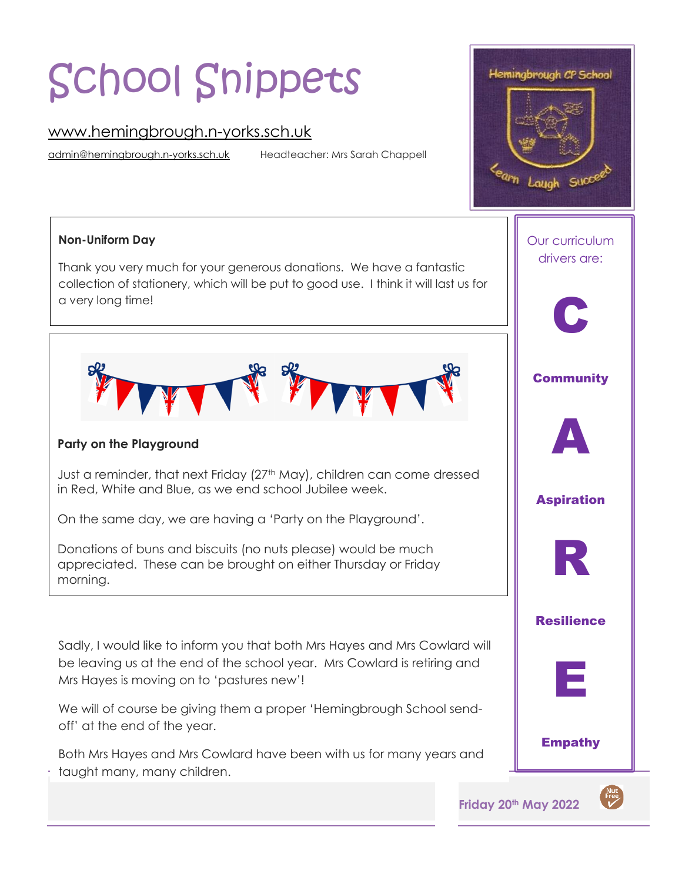# School Snippets

www.hemingbrough.n-yorks.sch.uk

admin@hemingbrough.n-yorks.sch.uk Headteacher: Mrs Sarah Chappell

Friday 20th May 2022

**Non-Uniform Day**

Thank you very much for your generous donations. We have a fantastic collection of stationery, which will be put to good use. I think it will last us for a very long time!

**Party on the Playground**

Just a reminder, that next Friday (27th May), children can come dressed in Red, White and Blue, as we end school Jubilee week.

On the same day, we are having a 'Party on the Playground'.

Donations of buns and biscuits (no nuts please) would be much appreciated. These can be brought on either Thursday or Friday morning.

Sadly, I would like to inform you that both Mrs Hayes and Mrs Cowlard will be leaving us at the end of the school year. Mrs Cowlard is retiring and Mrs Hayes is moving on to 'pastures new'!

We will of course be giving them a proper 'Hemingbrough School send-off' at the end of the year.

Both Mrs Hayes and Mrs Cowlard have been with us for many years and taught many, many children.

Our curriculum drivers are:

**C**

**Community**

**A**

**Aspiration**

**R**

**Resilience**

**E**

**Empathy**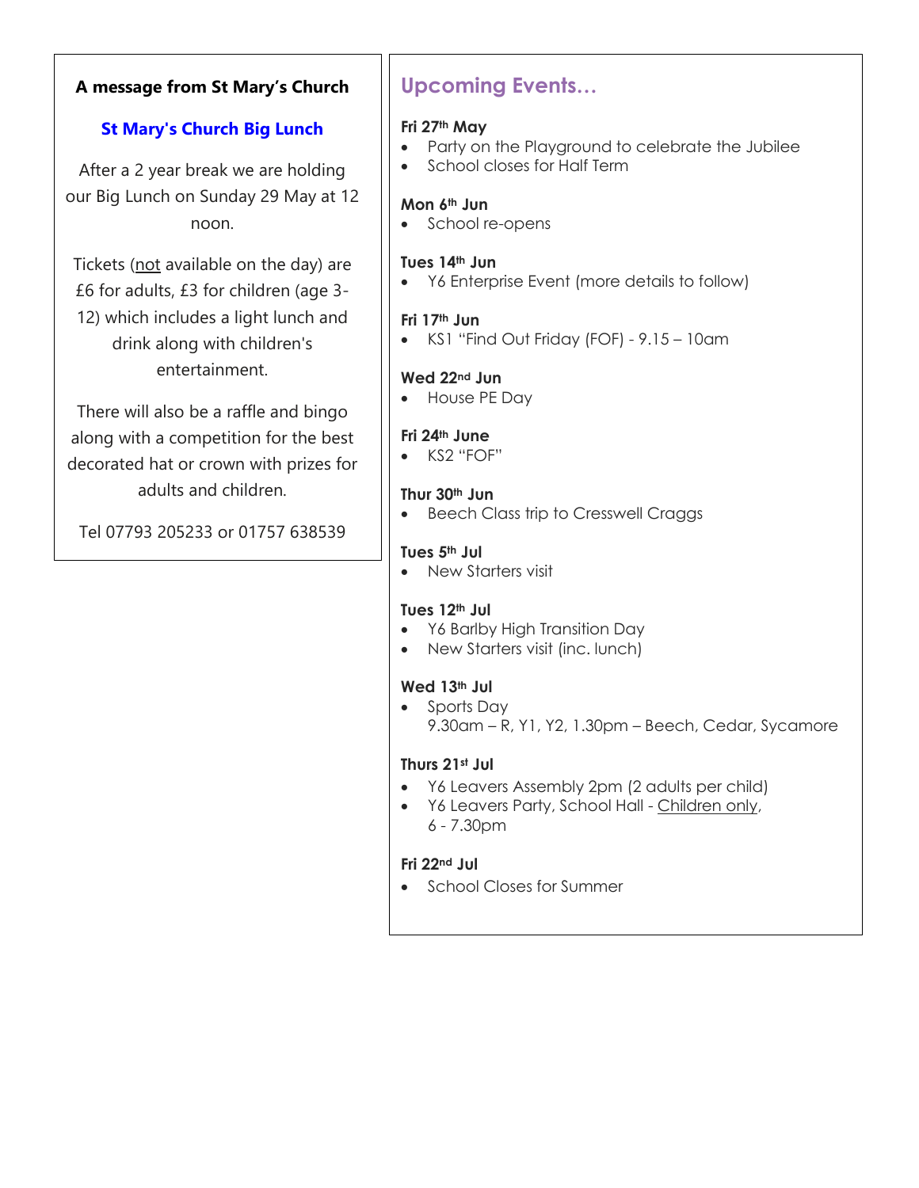**A message from St Mary's Church**

**St Mary's Church Big Lunch**

After a 2 year break we are holding our Big Lunch on Sunday 29 May at 12 noon.

Tickets (not available on the day) are £6 for adults, £3 for children (age 3-12) which includes a light lunch and drink along with children's entertainment.

There will also be a raffle and bingo along with a competition for the best decorated hat or crown with prizes for adults and children.

Tel 07793 205233 or 01757 638539

## Upcoming Events…

**Fri 27th May**
- Party on the Playground to celebrate the Jubilee
- School closes for Half Term

**Mon 6th Jun**
- School re-opens

**Tues 14th Jun**
- Y6 Enterprise Event (more details to follow)

**Fri 17th Jun**
- KS1 "Find Out Friday (FOF) - 9.15 – 10am

**Wed 22nd Jun**
- House PE Day

**Fri 24th June**
- KS2 "FOF"

**Thur 30th Jun**
- Beech Class trip to Cresswell Craggs

**Tues 5th Jul**
- New Starters visit

**Tues 12th Jul**
- Y6 Barlby High Transition Day
- New Starters visit (inc. lunch)

**Wed 13th Jul**
- Sports Day
  9.30am – R, Y1, Y2, 1.30pm – Beech, Cedar, Sycamore

**Thurs 21st Jul**
- Y6 Leavers Assembly 2pm (2 adults per child)
- Y6 Leavers Party, School Hall - Children only, 6 - 7.30pm

**Fri 22nd Jul**
- School Closes for Summer